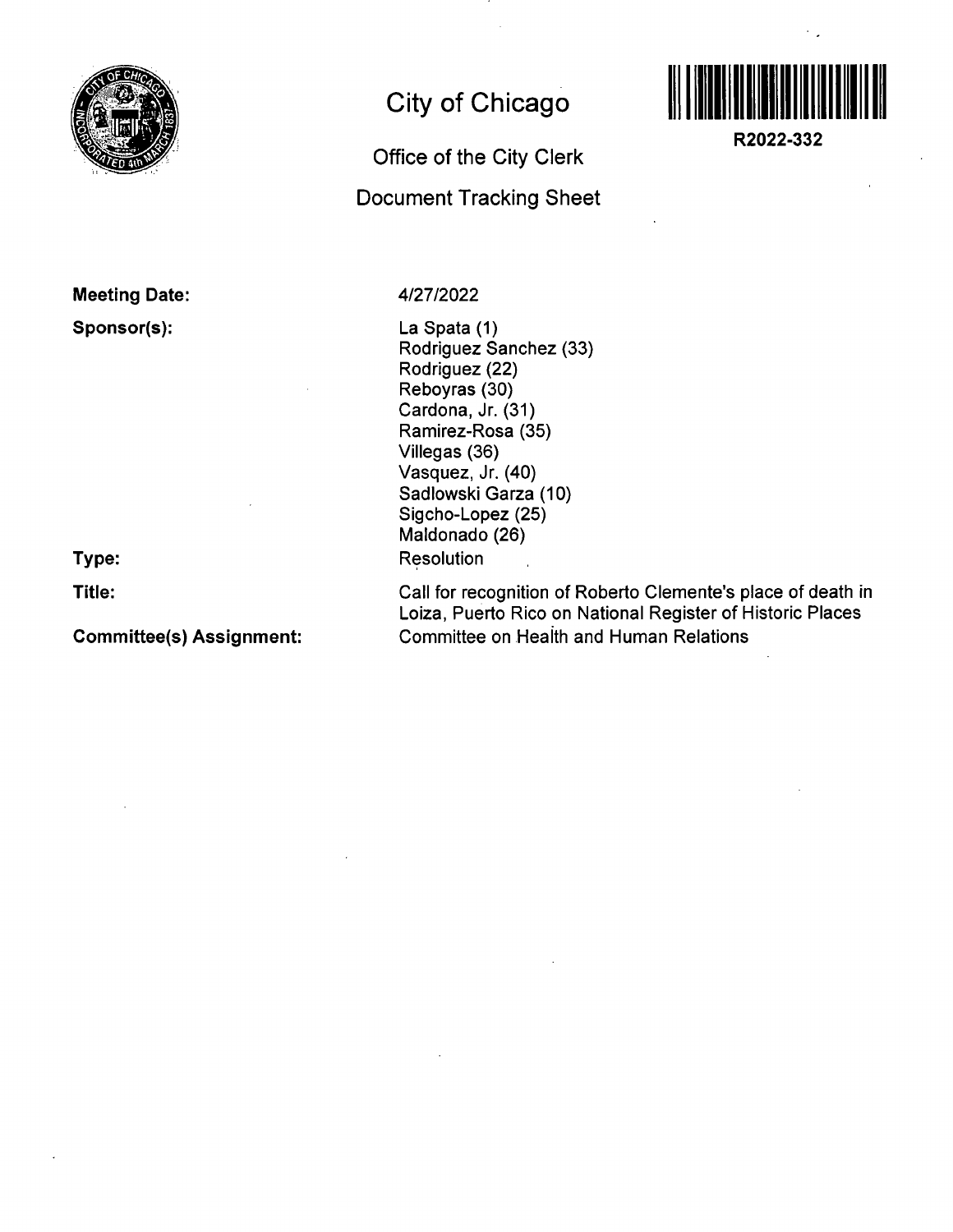# City of Chicago

## Office of the City Clerk

## Document Tracking Sheet

**R2022-332**

**Meeting Date:** 4/27/2022

**Sponsor(s):**
La Spata (1)
Rodriguez Sanchez (33)
Rodriguez (22)
Reboyras (30)
Cardona, Jr. (31)
Ramirez-Rosa (35)
Villegas (36)
Vasquez, Jr. (40)
Sadlowski Garza (10)
Sigcho-Lopez (25)
Maldonado (26)

**Type:** Resolution

**Title:** Call for recognition of Roberto Clemente's place of death in Loiza, Puerto Rico on National Register of Historic Places

**Committee(s) Assignment:** Committee on Health and Human Relations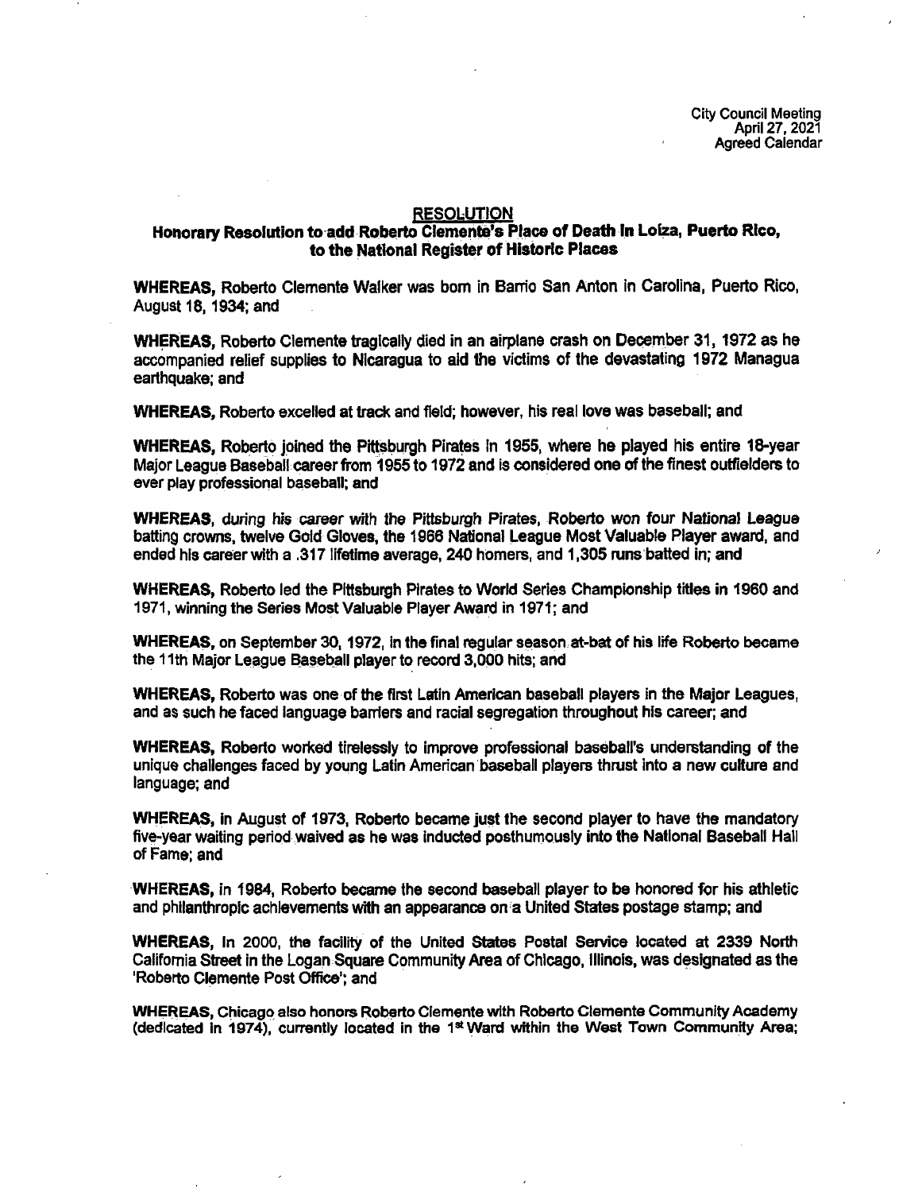City Council Meeting
April 27, 2021
Agreed Calendar

**RESOLUTION**

**Honorary Resolution to add Roberto Clemente's Place of Death in Loíza, Puerto Rico, to the National Register of Historic Places**

**WHEREAS,** Roberto Clemente Walker was born in Barrio San Anton in Carolina, Puerto Rico, August 18, 1934; and

**WHEREAS,** Roberto Clemente tragically died in an airplane crash on December 31, 1972 as he accompanied relief supplies to Nicaragua to aid the victims of the devastating 1972 Managua earthquake; and

**WHEREAS,** Roberto excelled at track and field; however, his real love was baseball; and

**WHEREAS,** Roberto joined the Pittsburgh Pirates in 1955, where he played his entire 18-year Major League Baseball career from 1955 to 1972 and is considered one of the finest outfielders to ever play professional baseball; and

**WHEREAS,** during his career with the Pittsburgh Pirates, Roberto won four National League batting crowns, twelve Gold Gloves, the 1966 National League Most Valuable Player award, and ended his career with a .317 lifetime average, 240 homers, and 1,305 runs batted in; and

**WHEREAS,** Roberto led the Pittsburgh Pirates to World Series Championship titles in 1960 and 1971, winning the Series Most Valuable Player Award in 1971; and

**WHEREAS,** on September 30, 1972, in the final regular season at-bat of his life Roberto became the 11th Major League Baseball player to record 3,000 hits; and

**WHEREAS,** Roberto was one of the first Latin American baseball players in the Major Leagues, and as such he faced language barriers and racial segregation throughout his career; and

**WHEREAS,** Roberto worked tirelessly to improve professional baseball's understanding of the unique challenges faced by young Latin American baseball players thrust into a new culture and language; and

**WHEREAS,** in August of 1973, Roberto became just the second player to have the mandatory five-year waiting period waived as he was inducted posthumously into the National Baseball Hall of Fame; and

**WHEREAS,** in 1984, Roberto became the second baseball player to be honored for his athletic and philanthropic achievements with an appearance on a United States postage stamp; and

**WHEREAS,** In 2000, the facility of the United States Postal Service located at 2339 North California Street in the Logan Square Community Area of Chicago, Illinois, was designated as the 'Roberto Clemente Post Office'; and

**WHEREAS,** Chicago also honors Roberto Clemente with Roberto Clemente Community Academy (dedicated in 1974), currently located in the 1st Ward within the West Town Community Area;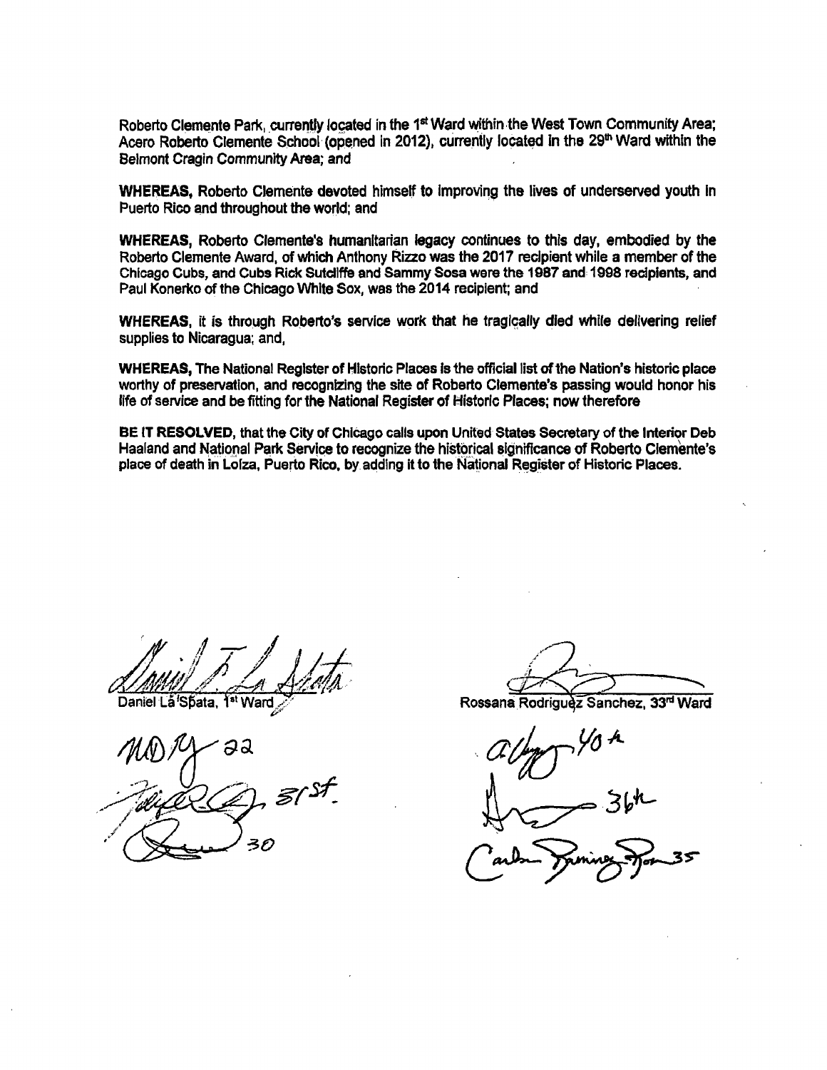Roberto Clemente Park, currently located in the 1st Ward within the West Town Community Area; Acero Roberto Clemente School (opened in 2012), currently located in the 29th Ward within the Belmont Cragin Community Area; and

**WHEREAS,** Roberto Clemente devoted himself to improving the lives of underserved youth in Puerto Rico and throughout the world; and

**WHEREAS,** Roberto Clemente's humanitarian legacy continues to this day, embodied by the Roberto Clemente Award, of which Anthony Rizzo was the 2017 recipient while a member of the Chicago Cubs, and Cubs Rick Sutcliffe and Sammy Sosa were the 1987 and 1998 recipients, and Paul Konerko of the Chicago White Sox, was the 2014 recipient; and

**WHEREAS,** it is through Roberto's service work that he tragically died while delivering relief supplies to Nicaragua; and,

**WHEREAS,** The National Register of Historic Places is the official list of the Nation's historic place worthy of preservation, and recognizing the site of Roberto Clemente's passing would honor his life of service and be fitting for the National Register of Historic Places; now therefore

**BE IT RESOLVED,** that the City of Chicago calls upon United States Secretary of the Interior Deb Haaland and National Park Service to recognize the historical significance of Roberto Clemente's place of death in Loíza, Puerto Rico, by adding it to the National Register of Historic Places.

Daniel La Spata, 1st Ward

Rossana Rodriguez Sanchez, 33rd Ward

22

31st

30

40th

36th

35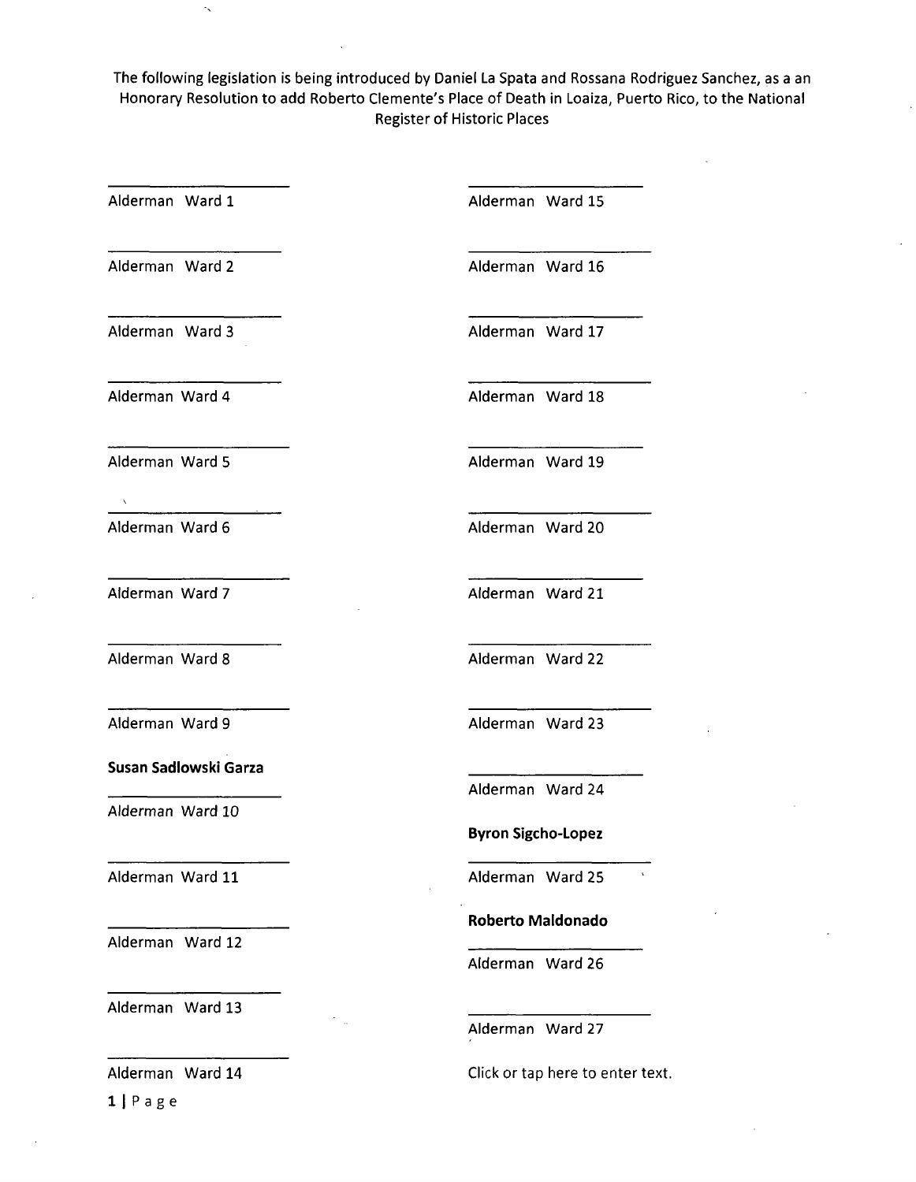The following legislation is being introduced by Daniel La Spata and Rossana Rodriguez Sanchez, as a an Honorary Resolution to add Roberto Clemente's Place of Death in Loaiza, Puerto Rico, to the National Register of Historic Places

\_\_\_\_\_\_\_\_\_\_\_\_\_\_\_\_\_\_\_\_
Alderman Ward 1

\_\_\_\_\_\_\_\_\_\_\_\_\_\_\_\_\_\_\_\_
Alderman Ward 2

\_\_\_\_\_\_\_\_\_\_\_\_\_\_\_\_\_\_\_\_
Alderman Ward 3

\_\_\_\_\_\_\_\_\_\_\_\_\_\_\_\_\_\_\_\_
Alderman Ward 4

\_\_\_\_\_\_\_\_\_\_\_\_\_\_\_\_\_\_\_\_
Alderman Ward 5

\_\_\_\_\_\_\_\_\_\_\_\_\_\_\_\_\_\_\_\_
Alderman Ward 6

\_\_\_\_\_\_\_\_\_\_\_\_\_\_\_\_\_\_\_\_
Alderman Ward 7

\_\_\_\_\_\_\_\_\_\_\_\_\_\_\_\_\_\_\_\_
Alderman Ward 8

\_\_\_\_\_\_\_\_\_\_\_\_\_\_\_\_\_\_\_\_
Alderman Ward 9

**Susan Sadlowski Garza**
\_\_\_\_\_\_\_\_\_\_\_\_\_\_\_\_\_\_\_\_
Alderman Ward 10

\_\_\_\_\_\_\_\_\_\_\_\_\_\_\_\_\_\_\_\_
Alderman Ward 11

\_\_\_\_\_\_\_\_\_\_\_\_\_\_\_\_\_\_\_\_
Alderman Ward 12

\_\_\_\_\_\_\_\_\_\_\_\_\_\_\_\_\_\_\_\_
Alderman Ward 13

\_\_\_\_\_\_\_\_\_\_\_\_\_\_\_\_\_\_\_\_
Alderman Ward 14

\_\_\_\_\_\_\_\_\_\_\_\_\_\_\_\_\_\_\_\_
Alderman Ward 15

\_\_\_\_\_\_\_\_\_\_\_\_\_\_\_\_\_\_\_\_
Alderman Ward 16

\_\_\_\_\_\_\_\_\_\_\_\_\_\_\_\_\_\_\_\_
Alderman Ward 17

\_\_\_\_\_\_\_\_\_\_\_\_\_\_\_\_\_\_\_\_
Alderman Ward 18

\_\_\_\_\_\_\_\_\_\_\_\_\_\_\_\_\_\_\_\_
Alderman Ward 19

\_\_\_\_\_\_\_\_\_\_\_\_\_\_\_\_\_\_\_\_
Alderman Ward 20

\_\_\_\_\_\_\_\_\_\_\_\_\_\_\_\_\_\_\_\_
Alderman Ward 21

\_\_\_\_\_\_\_\_\_\_\_\_\_\_\_\_\_\_\_\_
Alderman Ward 22

\_\_\_\_\_\_\_\_\_\_\_\_\_\_\_\_\_\_\_\_
Alderman Ward 23

\_\_\_\_\_\_\_\_\_\_\_\_\_\_\_\_\_\_\_\_
Alderman Ward 24

**Byron Sigcho-Lopez**
\_\_\_\_\_\_\_\_\_\_\_\_\_\_\_\_\_\_\_\_
Alderman Ward 25

**Roberto Maldonado**
\_\_\_\_\_\_\_\_\_\_\_\_\_\_\_\_\_\_\_\_
Alderman Ward 26

\_\_\_\_\_\_\_\_\_\_\_\_\_\_\_\_\_\_\_\_
Alderman Ward 27

Click or tap here to enter text.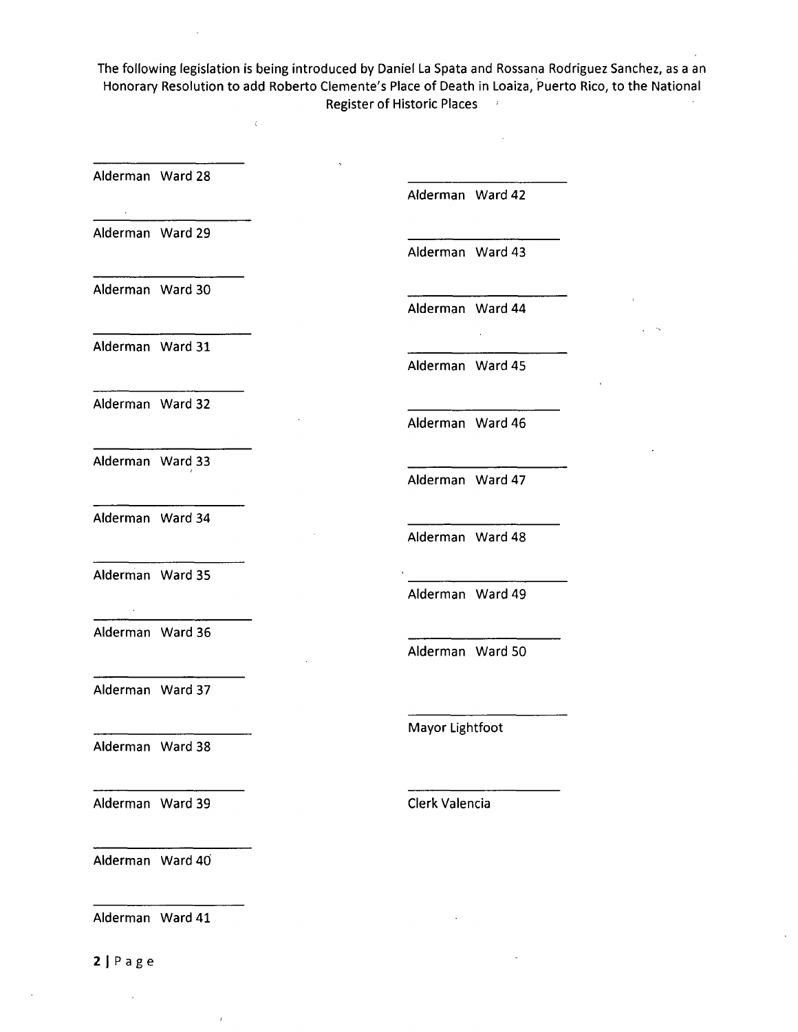The following legislation is being introduced by Daniel La Spata and Rossana Rodriguez Sanchez, as a an Honorary Resolution to add Roberto Clemente's Place of Death in Loaiza, Puerto Rico, to the National Register of Historic Places

\_\_\_\_\_\_\_\_\_\_\_\_\_\_\_\_\_\_
Alderman Ward 28

\_\_\_\_\_\_\_\_\_\_\_\_\_\_\_\_\_\_
Alderman Ward 29

\_\_\_\_\_\_\_\_\_\_\_\_\_\_\_\_\_\_
Alderman Ward 30

\_\_\_\_\_\_\_\_\_\_\_\_\_\_\_\_\_\_
Alderman Ward 31

\_\_\_\_\_\_\_\_\_\_\_\_\_\_\_\_\_\_
Alderman Ward 32

\_\_\_\_\_\_\_\_\_\_\_\_\_\_\_\_\_\_
Alderman Ward 33

\_\_\_\_\_\_\_\_\_\_\_\_\_\_\_\_\_\_
Alderman Ward 34

\_\_\_\_\_\_\_\_\_\_\_\_\_\_\_\_\_\_
Alderman Ward 35

\_\_\_\_\_\_\_\_\_\_\_\_\_\_\_\_\_\_
Alderman Ward 36

\_\_\_\_\_\_\_\_\_\_\_\_\_\_\_\_\_\_
Alderman Ward 37

\_\_\_\_\_\_\_\_\_\_\_\_\_\_\_\_\_\_
Alderman Ward 38

\_\_\_\_\_\_\_\_\_\_\_\_\_\_\_\_\_\_
Alderman Ward 39

\_\_\_\_\_\_\_\_\_\_\_\_\_\_\_\_\_\_
Alderman Ward 40

\_\_\_\_\_\_\_\_\_\_\_\_\_\_\_\_\_\_
Alderman Ward 41

\_\_\_\_\_\_\_\_\_\_\_\_\_\_\_\_\_\_
Alderman Ward 42

\_\_\_\_\_\_\_\_\_\_\_\_\_\_\_\_\_\_
Alderman Ward 43

\_\_\_\_\_\_\_\_\_\_\_\_\_\_\_\_\_\_
Alderman Ward 44

\_\_\_\_\_\_\_\_\_\_\_\_\_\_\_\_\_\_
Alderman Ward 45

\_\_\_\_\_\_\_\_\_\_\_\_\_\_\_\_\_\_
Alderman Ward 46

\_\_\_\_\_\_\_\_\_\_\_\_\_\_\_\_\_\_
Alderman Ward 47

\_\_\_\_\_\_\_\_\_\_\_\_\_\_\_\_\_\_
Alderman Ward 48

\_\_\_\_\_\_\_\_\_\_\_\_\_\_\_\_\_\_
Alderman Ward 49

\_\_\_\_\_\_\_\_\_\_\_\_\_\_\_\_\_\_
Alderman Ward 50

\_\_\_\_\_\_\_\_\_\_\_\_\_\_\_\_\_\_
Mayor Lightfoot

\_\_\_\_\_\_\_\_\_\_\_\_\_\_\_\_\_\_
Clerk Valencia